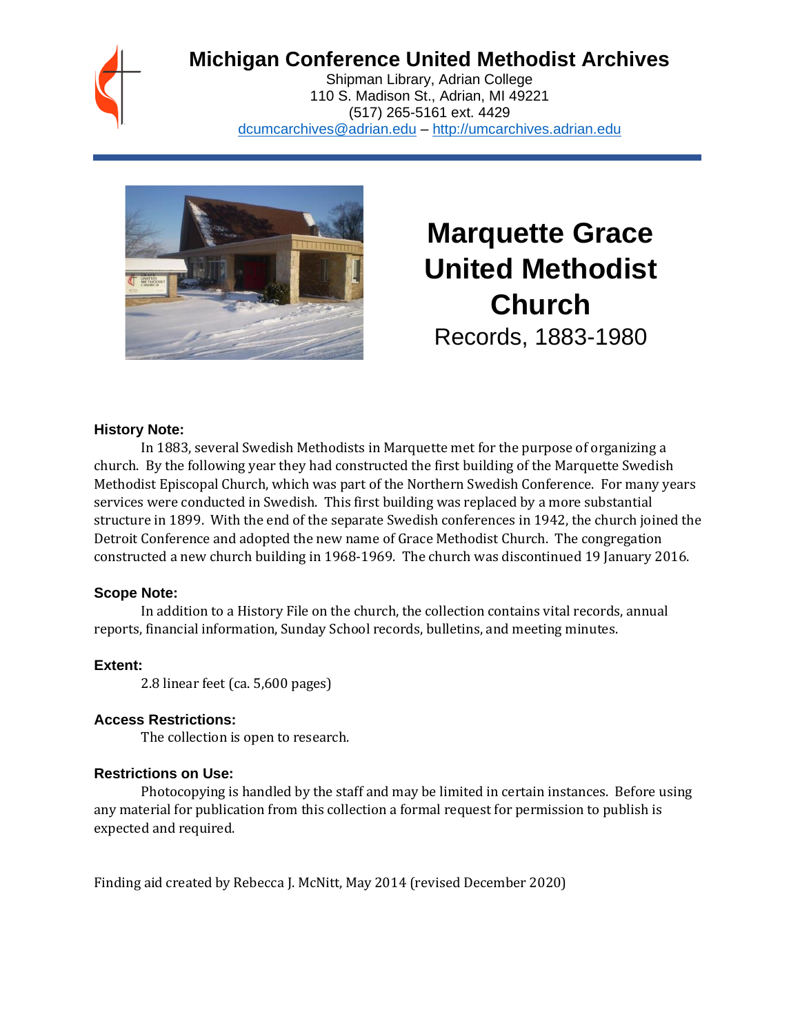# Michigan Conference United Methodist Archives

Shipman Library, Adrian College
110 S. Madison St., Adrian, MI 49221
(517) 265-5161 ext. 4429
dcumcarchives@adrian.edu – http://umcarchives.adrian.edu

# Marquette Grace United Methodist Church

Records, 1883-1980

### History Note:

In 1883, several Swedish Methodists in Marquette met for the purpose of organizing a church. By the following year they had constructed the first building of the Marquette Swedish Methodist Episcopal Church, which was part of the Northern Swedish Conference. For many years services were conducted in Swedish. This first building was replaced by a more substantial structure in 1899. With the end of the separate Swedish conferences in 1942, the church joined the Detroit Conference and adopted the new name of Grace Methodist Church. The congregation constructed a new church building in 1968-1969. The church was discontinued 19 January 2016.

### Scope Note:

In addition to a History File on the church, the collection contains vital records, annual reports, financial information, Sunday School records, bulletins, and meeting minutes.

### Extent:

2.8 linear feet (ca. 5,600 pages)

### Access Restrictions:

The collection is open to research.

### Restrictions on Use:

Photocopying is handled by the staff and may be limited in certain instances. Before using any material for publication from this collection a formal request for permission to publish is expected and required.

Finding aid created by Rebecca J. McNitt, May 2014 (revised December 2020)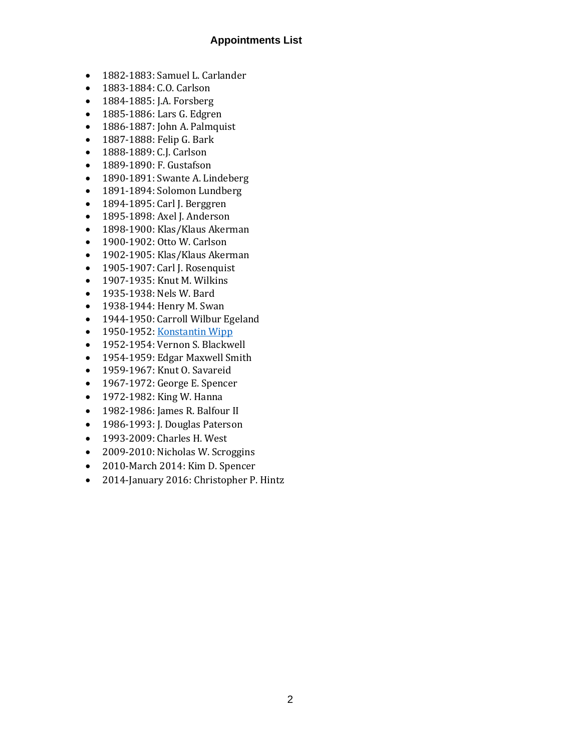## Appointments List

- 1882-1883: Samuel L. Carlander
- 1883-1884: C.O. Carlson
- 1884-1885: J.A. Forsberg
- 1885-1886: Lars G. Edgren
- 1886-1887: John A. Palmquist
- 1887-1888: Felip G. Bark
- 1888-1889: C.J. Carlson
- 1889-1890: F. Gustafson
- 1890-1891: Swante A. Lindeberg
- 1891-1894: Solomon Lundberg
- 1894-1895: Carl J. Berggren
- 1895-1898: Axel J. Anderson
- 1898-1900: Klas/Klaus Akerman
- 1900-1902: Otto W. Carlson
- 1902-1905: Klas/Klaus Akerman
- 1905-1907: Carl J. Rosenquist
- 1907-1935: Knut M. Wilkins
- 1935-1938: Nels W. Bard
- 1938-1944: Henry M. Swan
- 1944-1950: Carroll Wilbur Egeland
- 1950-1952: Konstantin Wipp
- 1952-1954: Vernon S. Blackwell
- 1954-1959: Edgar Maxwell Smith
- 1959-1967: Knut O. Savareid
- 1967-1972: George E. Spencer
- 1972-1982: King W. Hanna
- 1982-1986: James R. Balfour II
- 1986-1993: J. Douglas Paterson
- 1993-2009: Charles H. West
- 2009-2010: Nicholas W. Scroggins
- 2010-March 2014: Kim D. Spencer
- 2014-January 2016: Christopher P. Hintz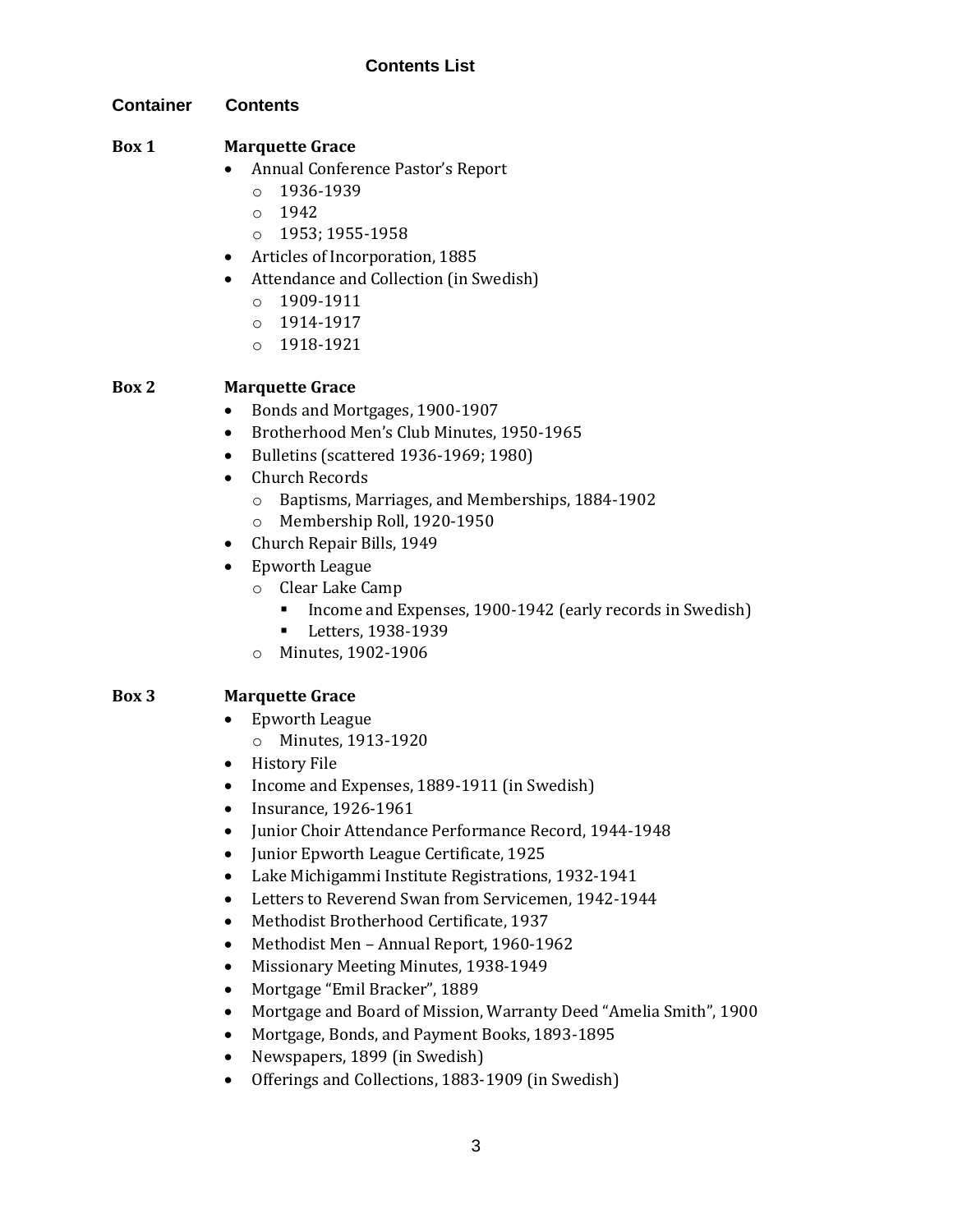## Contents List

**Container** **Contents**

**Box 1** **Marquette Grace**

- Annual Conference Pastor's Report
  - 1936-1939
  - 1942
  - 1953; 1955-1958
- Articles of Incorporation, 1885
- Attendance and Collection (in Swedish)
  - 1909-1911
  - 1914-1917
  - 1918-1921

**Box 2** **Marquette Grace**

- Bonds and Mortgages, 1900-1907
- Brotherhood Men's Club Minutes, 1950-1965
- Bulletins (scattered 1936-1969; 1980)
- Church Records
  - Baptisms, Marriages, and Memberships, 1884-1902
  - Membership Roll, 1920-1950
- Church Repair Bills, 1949
- Epworth League
  - Clear Lake Camp
    - Income and Expenses, 1900-1942 (early records in Swedish)
    - Letters, 1938-1939
  - Minutes, 1902-1906

**Box 3** **Marquette Grace**

- Epworth League
  - Minutes, 1913-1920
- History File
- Income and Expenses, 1889-1911 (in Swedish)
- Insurance, 1926-1961
- Junior Choir Attendance Performance Record, 1944-1948
- Junior Epworth League Certificate, 1925
- Lake Michigammi Institute Registrations, 1932-1941
- Letters to Reverend Swan from Servicemen, 1942-1944
- Methodist Brotherhood Certificate, 1937
- Methodist Men – Annual Report, 1960-1962
- Missionary Meeting Minutes, 1938-1949
- Mortgage "Emil Bracker", 1889
- Mortgage and Board of Mission, Warranty Deed "Amelia Smith", 1900
- Mortgage, Bonds, and Payment Books, 1893-1895
- Newspapers, 1899 (in Swedish)
- Offerings and Collections, 1883-1909 (in Swedish)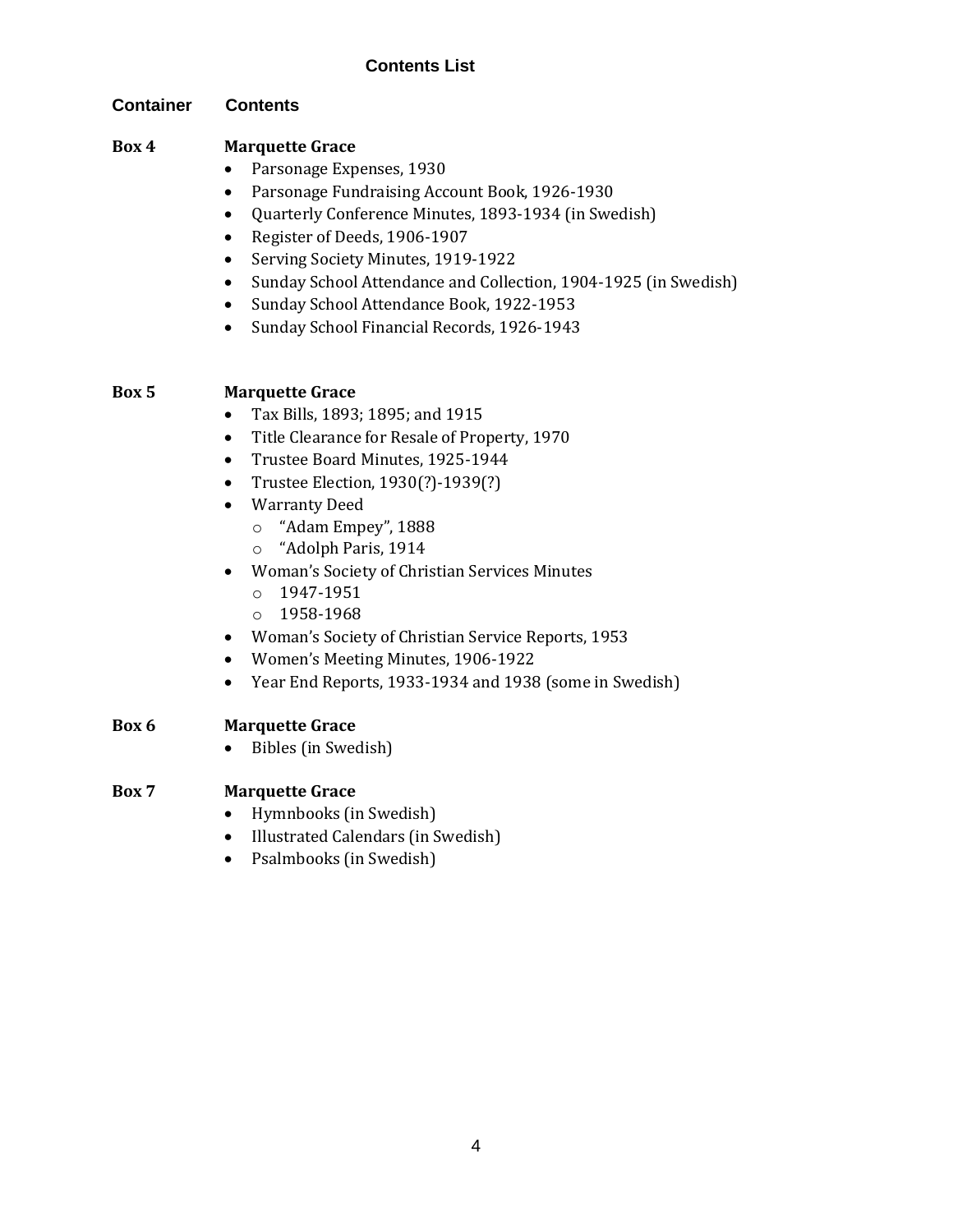## Contents List

**Container** **Contents**

**Box 4** **Marquette Grace**

- Parsonage Expenses, 1930
- Parsonage Fundraising Account Book, 1926-1930
- Quarterly Conference Minutes, 1893-1934 (in Swedish)
- Register of Deeds, 1906-1907
- Serving Society Minutes, 1919-1922
- Sunday School Attendance and Collection, 1904-1925 (in Swedish)
- Sunday School Attendance Book, 1922-1953
- Sunday School Financial Records, 1926-1943

**Box 5** **Marquette Grace**

- Tax Bills, 1893; 1895; and 1915
- Title Clearance for Resale of Property, 1970
- Trustee Board Minutes, 1925-1944
- Trustee Election, 1930(?)-1939(?)
- Warranty Deed
  - "Adam Empey", 1888
  - "Adolph Paris, 1914
- Woman's Society of Christian Services Minutes
  - 1947-1951
  - 1958-1968
- Woman's Society of Christian Service Reports, 1953
- Women's Meeting Minutes, 1906-1922
- Year End Reports, 1933-1934 and 1938 (some in Swedish)

**Box 6** **Marquette Grace**

- Bibles (in Swedish)

**Box 7** **Marquette Grace**

- Hymnbooks (in Swedish)
- Illustrated Calendars (in Swedish)
- Psalmbooks (in Swedish)